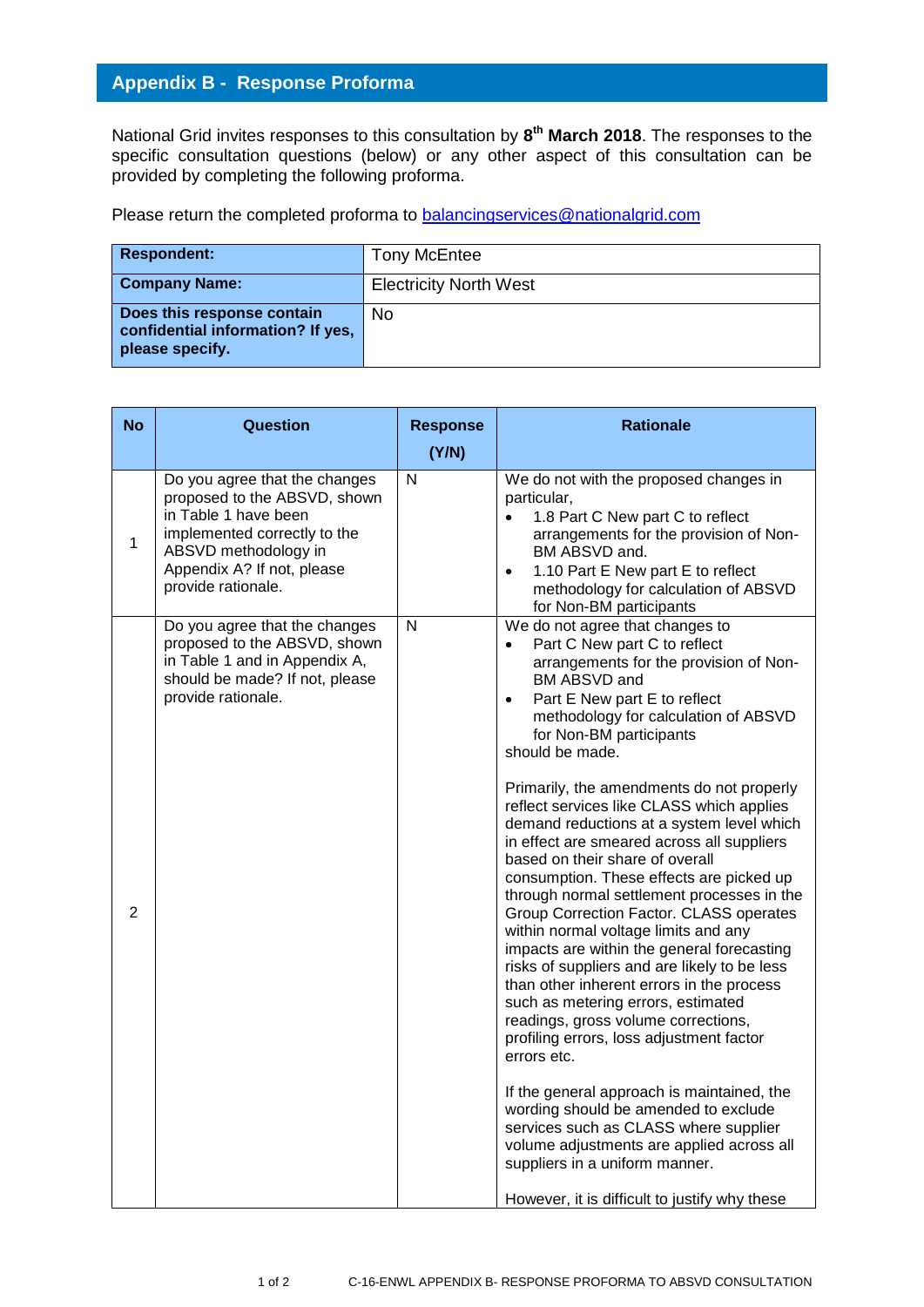## Appendix B - Response Proforma

National Grid invites responses to this consultation by **8th March 2018**. The responses to the specific consultation questions (below) or any other aspect of this consultation can be provided by completing the following proforma.

Please return the completed proforma to balancingservices@nationalgrid.com

| **Respondent:** | Tony McEntee |
|---|---|
| **Company Name:** | Electricity North West |
| **Does this response contain confidential information? If yes, please specify.** | No |

| No | Question | Response (Y/N) | Rationale |
|---|---|---|---|
| 1 | Do you agree that the changes proposed to the ABSVD, shown in Table 1 have been implemented correctly to the ABSVD methodology in Appendix A? If not, please provide rationale. | N | We do not with the proposed changes in particular,<br>• 1.8 Part C New part C to reflect arrangements for the provision of Non-BM ABSVD and.<br>• 1.10 Part E New part E to reflect methodology for calculation of ABSVD for Non-BM participants |
| 2 | Do you agree that the changes proposed to the ABSVD, shown in Table 1 and in Appendix A, should be made? If not, please provide rationale. | N | We do not agree that changes to<br>• Part C New part C to reflect arrangements for the provision of Non-BM ABSVD and<br>• Part E New part E to reflect methodology for calculation of ABSVD for Non-BM participants<br>should be made.<br><br>Primarily, the amendments do not properly reflect services like CLASS which applies demand reductions at a system level which in effect are smeared across all suppliers based on their share of overall consumption. These effects are picked up through normal settlement processes in the Group Correction Factor. CLASS operates within normal voltage limits and any impacts are within the general forecasting risks of suppliers and are likely to be less than other inherent errors in the process such as metering errors, estimated readings, gross volume corrections, profiling errors, loss adjustment factor errors etc.<br><br>If the general approach is maintained, the wording should be amended to exclude services such as CLASS where supplier volume adjustments are applied across all suppliers in a uniform manner.<br><br>However, it is difficult to justify why these |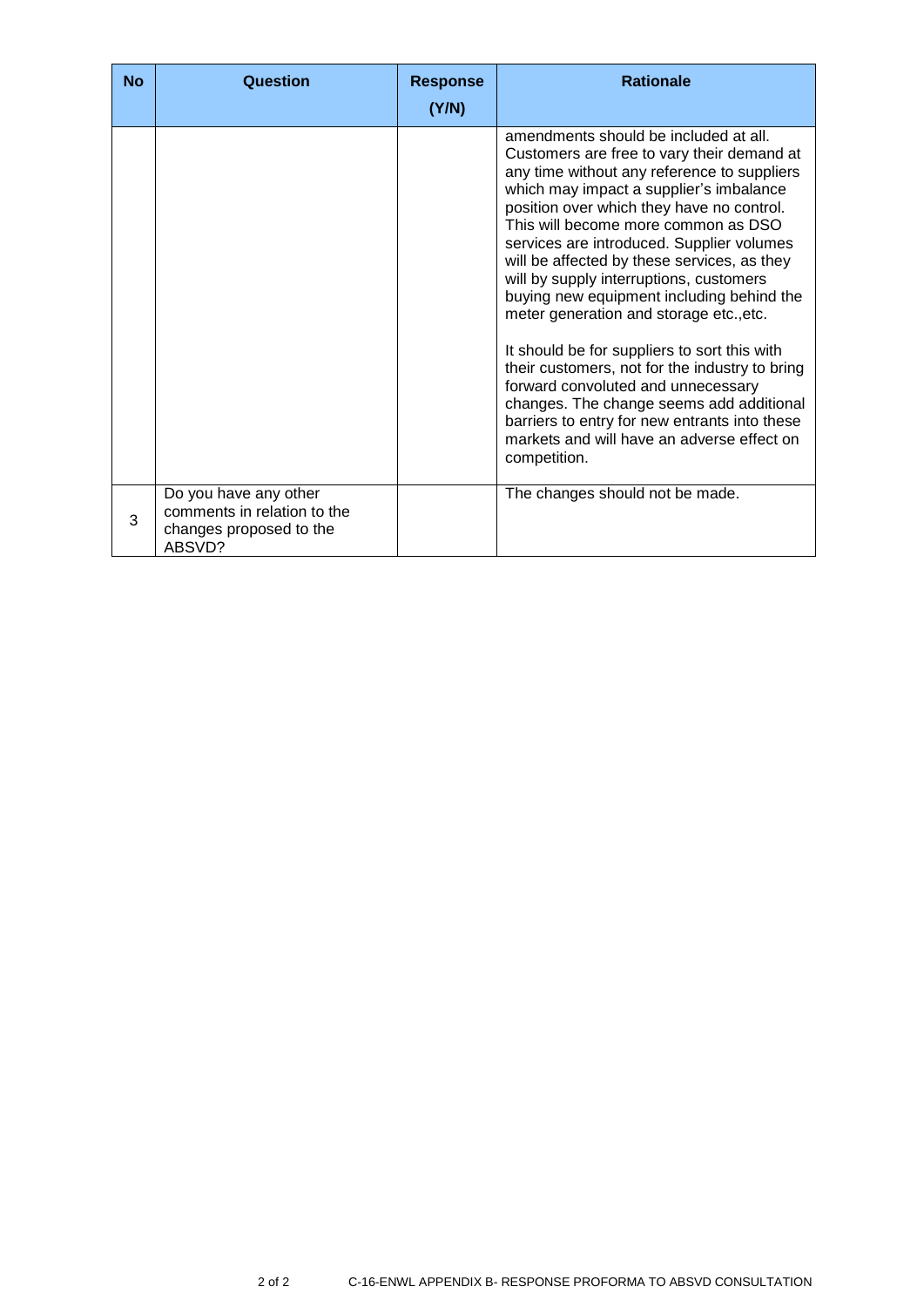| No | Question | Response (Y/N) | Rationale |
|---|---|---|---|
| | | | amendments should be included at all. Customers are free to vary their demand at any time without any reference to suppliers which may impact a supplier's imbalance position over which they have no control. This will become more common as DSO services are introduced. Supplier volumes will be affected by these services, as they will by supply interruptions, customers buying new equipment including behind the meter generation and storage etc.,etc.<br><br>It should be for suppliers to sort this with their customers, not for the industry to bring forward convoluted and unnecessary changes. The change seems add additional barriers to entry for new entrants into these markets and will have an adverse effect on competition. |
| 3 | Do you have any other comments in relation to the changes proposed to the ABSVD? | | The changes should not be made. |